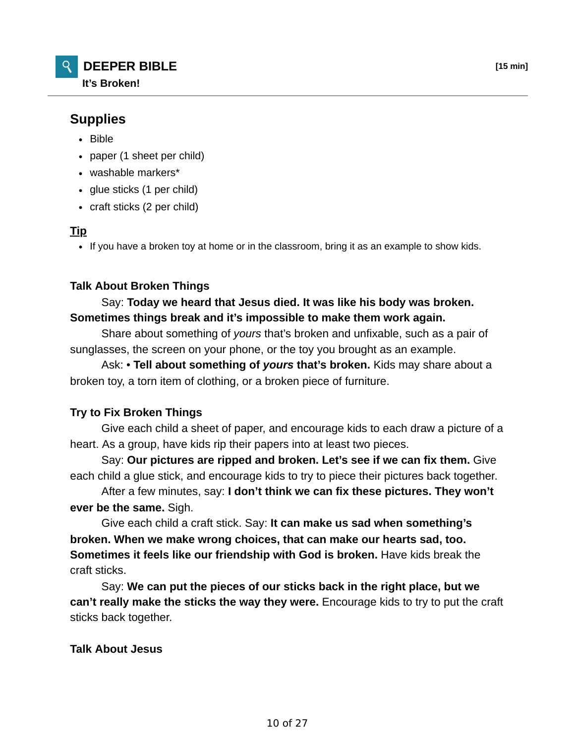## DEEPER BIBLE

**It's Broken!**

**[15 min]**

### Supplies

- Bible
- paper (1 sheet per child)
- washable markers*
- glue sticks (1 per child)
- craft sticks (2 per child)

**Tip**

- If you have a broken toy at home or in the classroom, bring it as an example to show kids.

**Talk About Broken Things**

Say: **Today we heard that Jesus died. It was like his body was broken. Sometimes things break and it's impossible to make them work again.**

Share about something of *yours* that's broken and unfixable, such as a pair of sunglasses, the screen on your phone, or the toy you brought as an example.

Ask: **• Tell about something of *yours* that's broken.** Kids may share about a broken toy, a torn item of clothing, or a broken piece of furniture.

**Try to Fix Broken Things**

Give each child a sheet of paper, and encourage kids to each draw a picture of a heart. As a group, have kids rip their papers into at least two pieces.

Say: **Our pictures are ripped and broken. Let's see if we can fix them.** Give each child a glue stick, and encourage kids to try to piece their pictures back together.

After a few minutes, say: **I don't think we can fix these pictures. They won't ever be the same.** Sigh.

Give each child a craft stick. Say: **It can make us sad when something's broken. When we make wrong choices, that can make our hearts sad, too. Sometimes it feels like our friendship with God is broken.** Have kids break the craft sticks.

Say: **We can put the pieces of our sticks back in the right place, but we can't really make the sticks the way they were.** Encourage kids to try to put the craft sticks back together.

**Talk About Jesus**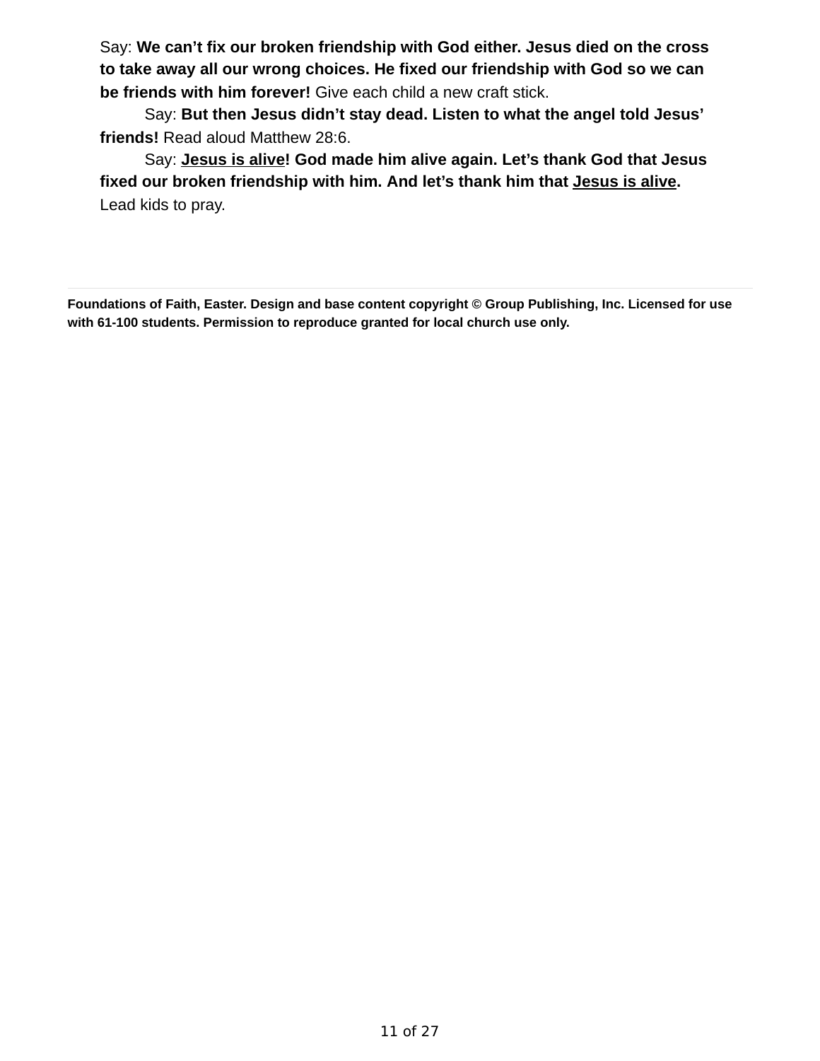Say: **We can't fix our broken friendship with God either. Jesus died on the cross to take away all our wrong choices. He fixed our friendship with God so we can be friends with him forever!** Give each child a new craft stick.

Say: **But then Jesus didn't stay dead. Listen to what the angel told Jesus' friends!** Read aloud Matthew 28:6.

Say: **<u>Jesus is alive</u>! God made him alive again. Let's thank God that Jesus fixed our broken friendship with him. And let's thank him that <u>Jesus is alive</u>.** Lead kids to pray.

---

**Foundations of Faith, Easter. Design and base content copyright © Group Publishing, Inc. Licensed for use with 61-100 students. Permission to reproduce granted for local church use only.**